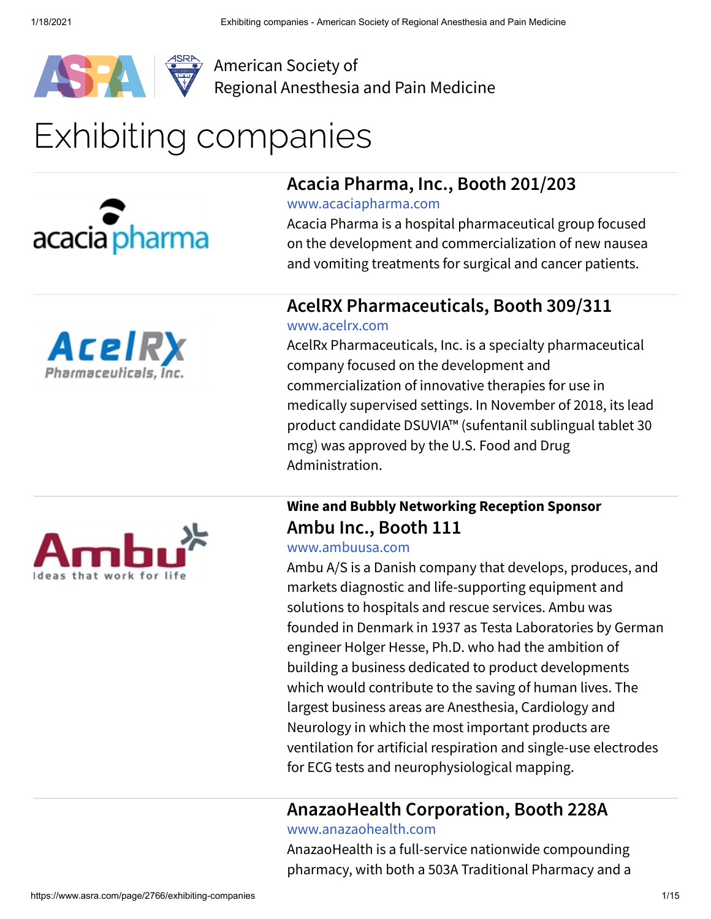American Society of Regional Anesthesia and Pain Medicine

# Exhibiting companies

## Acacia Pharma, Inc., Booth 201/203

www.acaciapharma.com

Acacia Pharma is a hospital pharmaceutical group focused on the development and commercialization of new nausea and vomiting treatments for surgical and cancer patients.

## AcelRX Pharmaceuticals, Booth 309/311

www.acelrx.com

AcelRx Pharmaceuticals, Inc. is a specialty pharmaceutical company focused on the development and commercialization of innovative therapies for use in medically supervised settings. In November of 2018, its lead product candidate DSUVIA™ (sufentanil sublingual tablet 30 mcg) was approved by the U.S. Food and Drug Administration.

**Wine and Bubbly Networking Reception Sponsor**

## Ambu Inc., Booth 111

www.ambuusa.com

Ambu A/S is a Danish company that develops, produces, and markets diagnostic and life-supporting equipment and solutions to hospitals and rescue services. Ambu was founded in Denmark in 1937 as Testa Laboratories by German engineer Holger Hesse, Ph.D. who had the ambition of building a business dedicated to product developments which would contribute to the saving of human lives. The largest business areas are Anesthesia, Cardiology and Neurology in which the most important products are ventilation for artificial respiration and single-use electrodes for ECG tests and neurophysiological mapping.

## AnazaoHealth Corporation, Booth 228A

www.anazaohealth.com

AnazaoHealth is a full-service nationwide compounding pharmacy, with both a 503A Traditional Pharmacy and a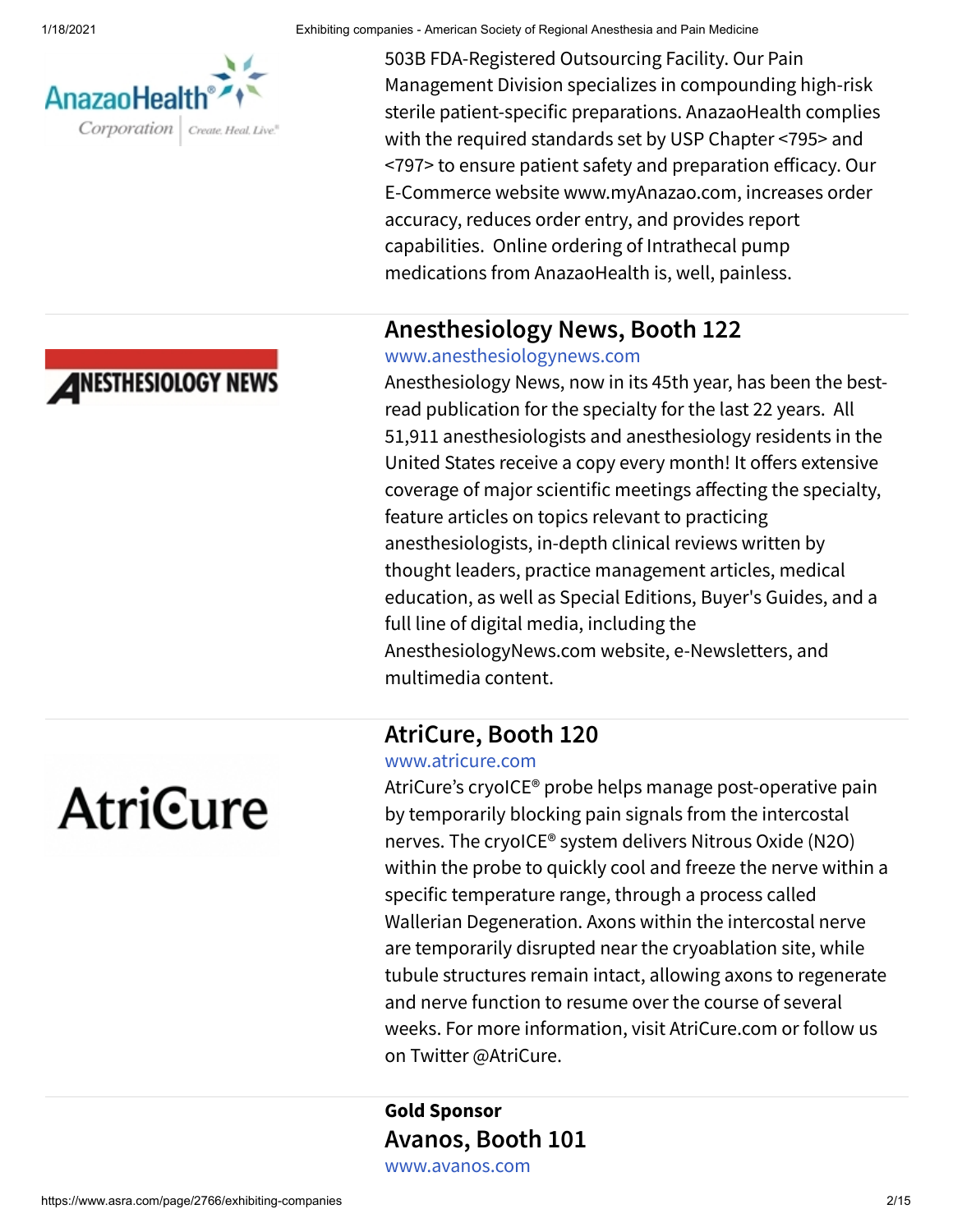503B FDA-Registered Outsourcing Facility. Our Pain Management Division specializes in compounding high-risk sterile patient-specific preparations. AnazaoHealth complies with the required standards set by USP Chapter <795> and <797> to ensure patient safety and preparation efficacy. Our E-Commerce website www.myAnazao.com, increases order accuracy, reduces order entry, and provides report capabilities. Online ordering of Intrathecal pump medications from AnazaoHealth is, well, painless.

---

## Anesthesiology News, Booth 122

www.anesthesiologynews.com

Anesthesiology News, now in its 45th year, has been the best-read publication for the specialty for the last 22 years. All 51,911 anesthesiologists and anesthesiology residents in the United States receive a copy every month! It offers extensive coverage of major scientific meetings affecting the specialty, feature articles on topics relevant to practicing anesthesiologists, in-depth clinical reviews written by thought leaders, practice management articles, medical education, as well as Special Editions, Buyer's Guides, and a full line of digital media, including the AnesthesiologyNews.com website, e-Newsletters, and multimedia content.

---

## AtriCure, Booth 120

www.atricure.com

AtriCure's cryoICE® probe helps manage post-operative pain by temporarily blocking pain signals from the intercostal nerves. The cryoICE® system delivers Nitrous Oxide ($N_2O$) within the probe to quickly cool and freeze the nerve within a specific temperature range, through a process called Wallerian Degeneration. Axons within the intercostal nerve are temporarily disrupted near the cryoablation site, while tubule structures remain intact, allowing axons to regenerate and nerve function to resume over the course of several weeks. For more information, visit AtriCure.com or follow us on Twitter @AtriCure.

---

**Gold Sponsor**

## Avanos, Booth 101

www.avanos.com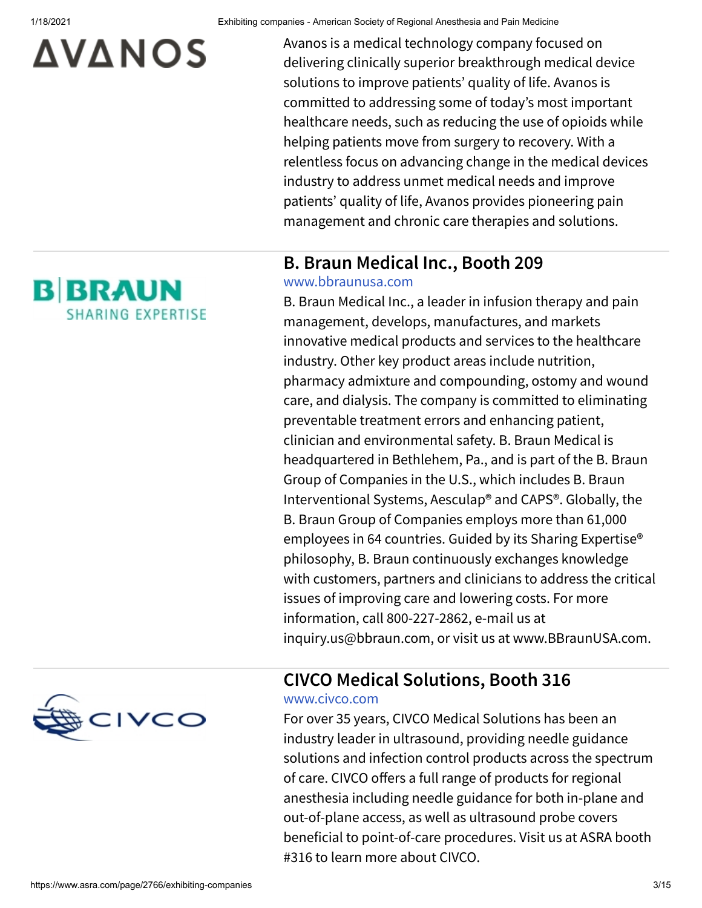Avanos is a medical technology company focused on delivering clinically superior breakthrough medical device solutions to improve patients' quality of life. Avanos is committed to addressing some of today's most important healthcare needs, such as reducing the use of opioids while helping patients move from surgery to recovery. With a relentless focus on advancing change in the medical devices industry to address unmet medical needs and improve patients' quality of life, Avanos provides pioneering pain management and chronic care therapies and solutions.

---

## B. Braun Medical Inc., Booth 209

www.bbraunusa.com

B. Braun Medical Inc., a leader in infusion therapy and pain management, develops, manufactures, and markets innovative medical products and services to the healthcare industry. Other key product areas include nutrition, pharmacy admixture and compounding, ostomy and wound care, and dialysis. The company is committed to eliminating preventable treatment errors and enhancing patient, clinician and environmental safety. B. Braun Medical is headquartered in Bethlehem, Pa., and is part of the B. Braun Group of Companies in the U.S., which includes B. Braun Interventional Systems, Aesculap® and CAPS®. Globally, the B. Braun Group of Companies employs more than 61,000 employees in 64 countries. Guided by its Sharing Expertise® philosophy, B. Braun continuously exchanges knowledge with customers, partners and clinicians to address the critical issues of improving care and lowering costs. For more information, call 800-227-2862, e-mail us at inquiry.us@bbraun.com, or visit us at www.BBraunUSA.com.

---

## CIVCO Medical Solutions, Booth 316

www.civco.com

For over 35 years, CIVCO Medical Solutions has been an industry leader in ultrasound, providing needle guidance solutions and infection control products across the spectrum of care. CIVCO offers a full range of products for regional anesthesia including needle guidance for both in-plane and out-of-plane access, as well as ultrasound probe covers beneficial to point-of-care procedures. Visit us at ASRA booth #316 to learn more about CIVCO.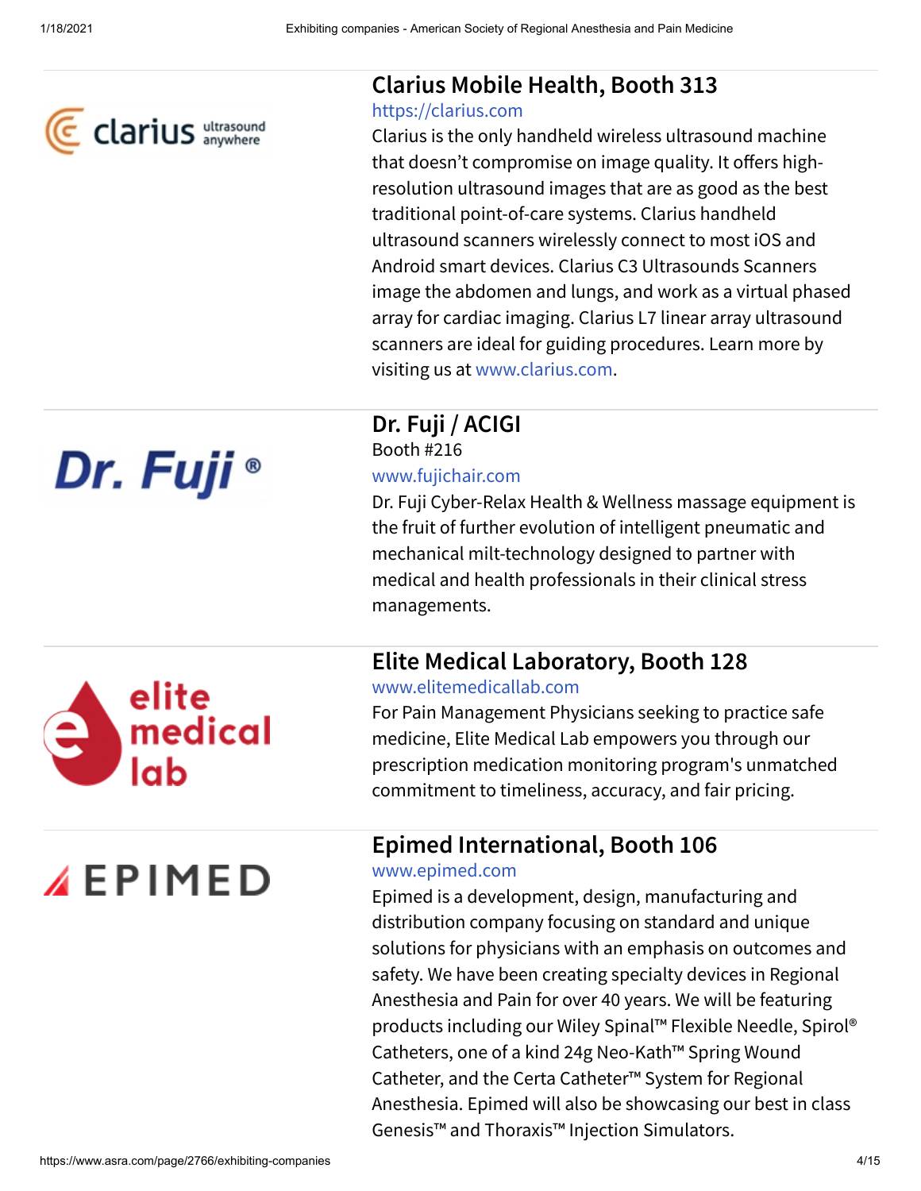## Clarius Mobile Health, Booth 313

https://clarius.com

Clarius is the only handheld wireless ultrasound machine that doesn't compromise on image quality. It offers high-resolution ultrasound images that are as good as the best traditional point-of-care systems. Clarius handheld ultrasound scanners wirelessly connect to most iOS and Android smart devices. Clarius C3 Ultrasounds Scanners image the abdomen and lungs, and work as a virtual phased array for cardiac imaging. Clarius L7 linear array ultrasound scanners are ideal for guiding procedures. Learn more by visiting us at www.clarius.com.

## Dr. Fuji / ACIGI

Booth #216

www.fujichair.com

Dr. Fuji Cyber-Relax Health & Wellness massage equipment is the fruit of further evolution of intelligent pneumatic and mechanical milt-technology designed to partner with medical and health professionals in their clinical stress managements.

## Elite Medical Laboratory, Booth 128

www.elitemedicallab.com

For Pain Management Physicians seeking to practice safe medicine, Elite Medical Lab empowers you through our prescription medication monitoring program's unmatched commitment to timeliness, accuracy, and fair pricing.

## Epimed International, Booth 106

www.epimed.com

Epimed is a development, design, manufacturing and distribution company focusing on standard and unique solutions for physicians with an emphasis on outcomes and safety. We have been creating specialty devices in Regional Anesthesia and Pain for over 40 years. We will be featuring products including our Wiley Spinal™ Flexible Needle, Spirol® Catheters, one of a kind 24g Neo-Kath™ Spring Wound Catheter, and the Certa Catheter™ System for Regional Anesthesia. Epimed will also be showcasing our best in class Genesis™ and Thoraxis™ Injection Simulators.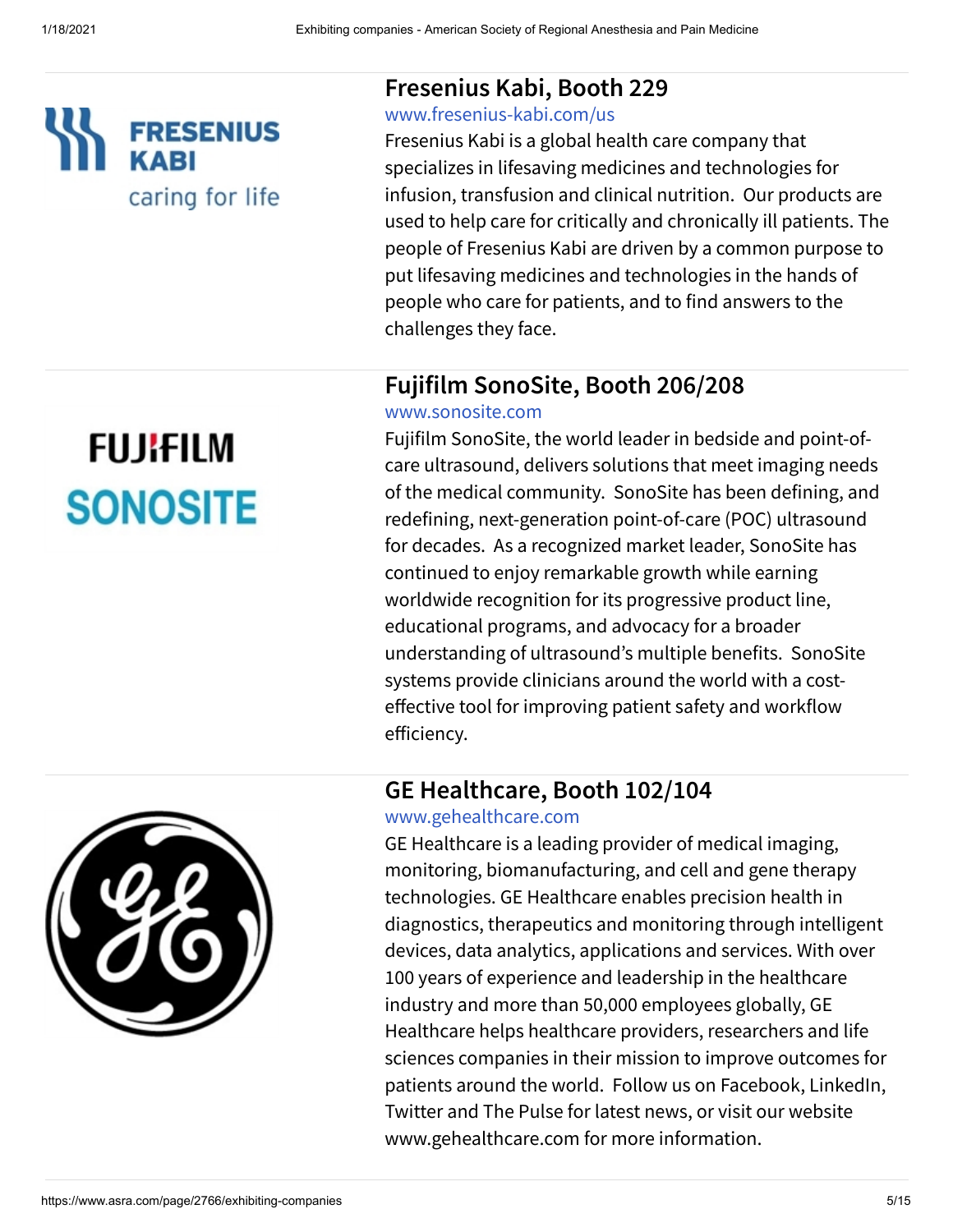## Fresenius Kabi, Booth 229

www.fresenius-kabi.com/us

Fresenius Kabi is a global health care company that specializes in lifesaving medicines and technologies for infusion, transfusion and clinical nutrition. Our products are used to help care for critically and chronically ill patients. The people of Fresenius Kabi are driven by a common purpose to put lifesaving medicines and technologies in the hands of people who care for patients, and to find answers to the challenges they face.

## Fujifilm SonoSite, Booth 206/208

www.sonosite.com

Fujifilm SonoSite, the world leader in bedside and point-of-care ultrasound, delivers solutions that meet imaging needs of the medical community. SonoSite has been defining, and redefining, next-generation point-of-care (POC) ultrasound for decades. As a recognized market leader, SonoSite has continued to enjoy remarkable growth while earning worldwide recognition for its progressive product line, educational programs, and advocacy for a broader understanding of ultrasound's multiple benefits. SonoSite systems provide clinicians around the world with a cost-effective tool for improving patient safety and workflow efficiency.

## GE Healthcare, Booth 102/104

www.gehealthcare.com

GE Healthcare is a leading provider of medical imaging, monitoring, biomanufacturing, and cell and gene therapy technologies. GE Healthcare enables precision health in diagnostics, therapeutics and monitoring through intelligent devices, data analytics, applications and services. With over 100 years of experience and leadership in the healthcare industry and more than 50,000 employees globally, GE Healthcare helps healthcare providers, researchers and life sciences companies in their mission to improve outcomes for patients around the world. Follow us on Facebook, LinkedIn, Twitter and The Pulse for latest news, or visit our website www.gehealthcare.com for more information.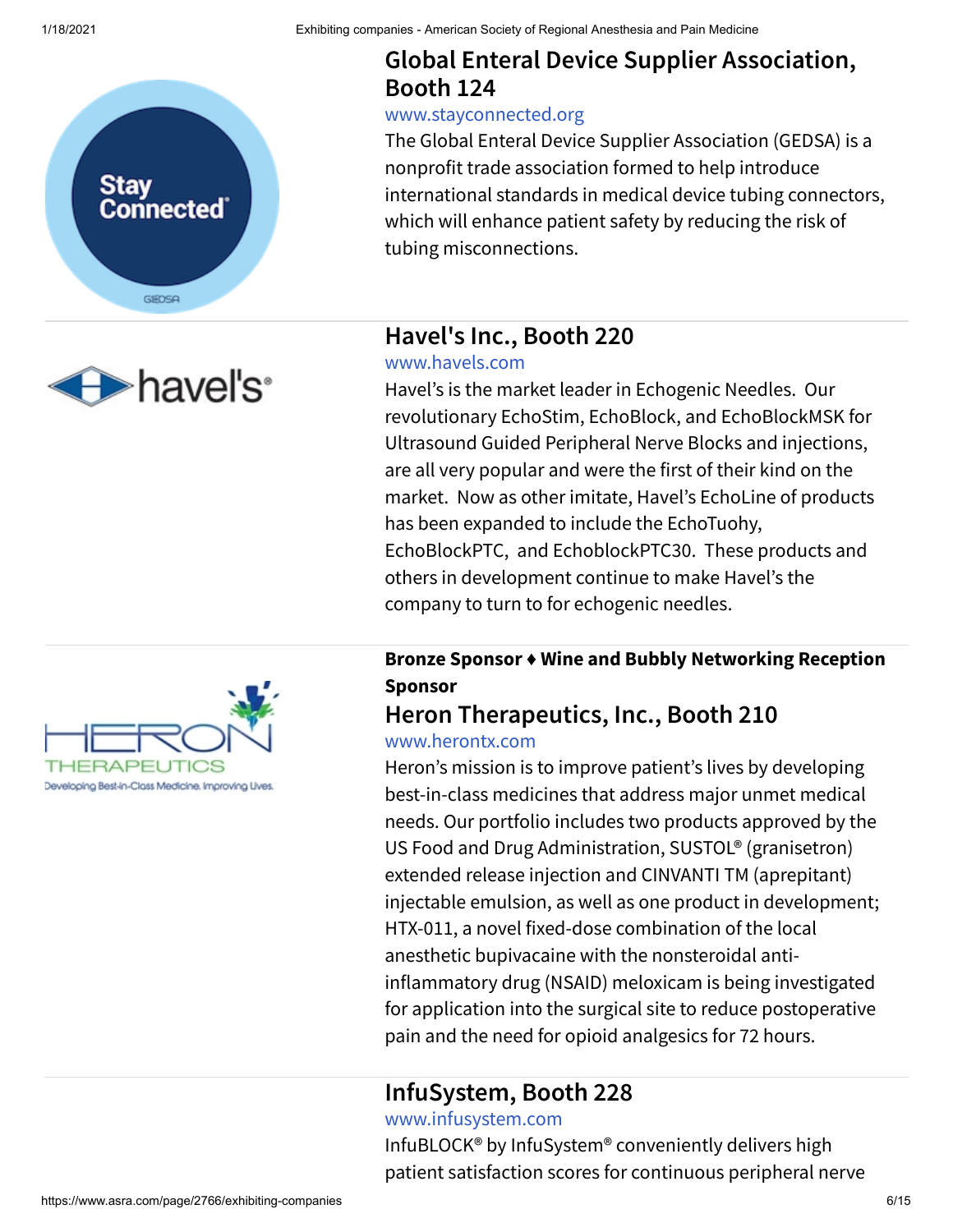## Global Enteral Device Supplier Association, Booth 124

www.stayconnected.org

The Global Enteral Device Supplier Association (GEDSA) is a nonprofit trade association formed to help introduce international standards in medical device tubing connectors, which will enhance patient safety by reducing the risk of tubing misconnections.

---

## Havel's Inc., Booth 220

www.havels.com

Havel's is the market leader in Echogenic Needles. Our revolutionary EchoStim, EchoBlock, and EchoBlockMSK for Ultrasound Guided Peripheral Nerve Blocks and injections, are all very popular and were the first of their kind on the market. Now as other imitate, Havel's EchoLine of products has been expanded to include the EchoTuohy, EchoBlockPTC, and EchoblockPTC30. These products and others in development continue to make Havel's the company to turn to for echogenic needles.

---

**Bronze Sponsor ♦ Wine and Bubbly Networking Reception Sponsor**

## Heron Therapeutics, Inc., Booth 210

www.herontx.com

Heron's mission is to improve patient's lives by developing best-in-class medicines that address major unmet medical needs. Our portfolio includes two products approved by the US Food and Drug Administration, SUSTOL® (granisetron) extended release injection and CINVANTI TM (aprepitant) injectable emulsion, as well as one product in development; HTX-011, a novel fixed-dose combination of the local anesthetic bupivacaine with the nonsteroidal anti-inflammatory drug (NSAID) meloxicam is being investigated for application into the surgical site to reduce postoperative pain and the need for opioid analgesics for 72 hours.

---

## InfuSystem, Booth 228

www.infusystem.com

InfuBLOCK® by InfuSystem® conveniently delivers high patient satisfaction scores for continuous peripheral nerve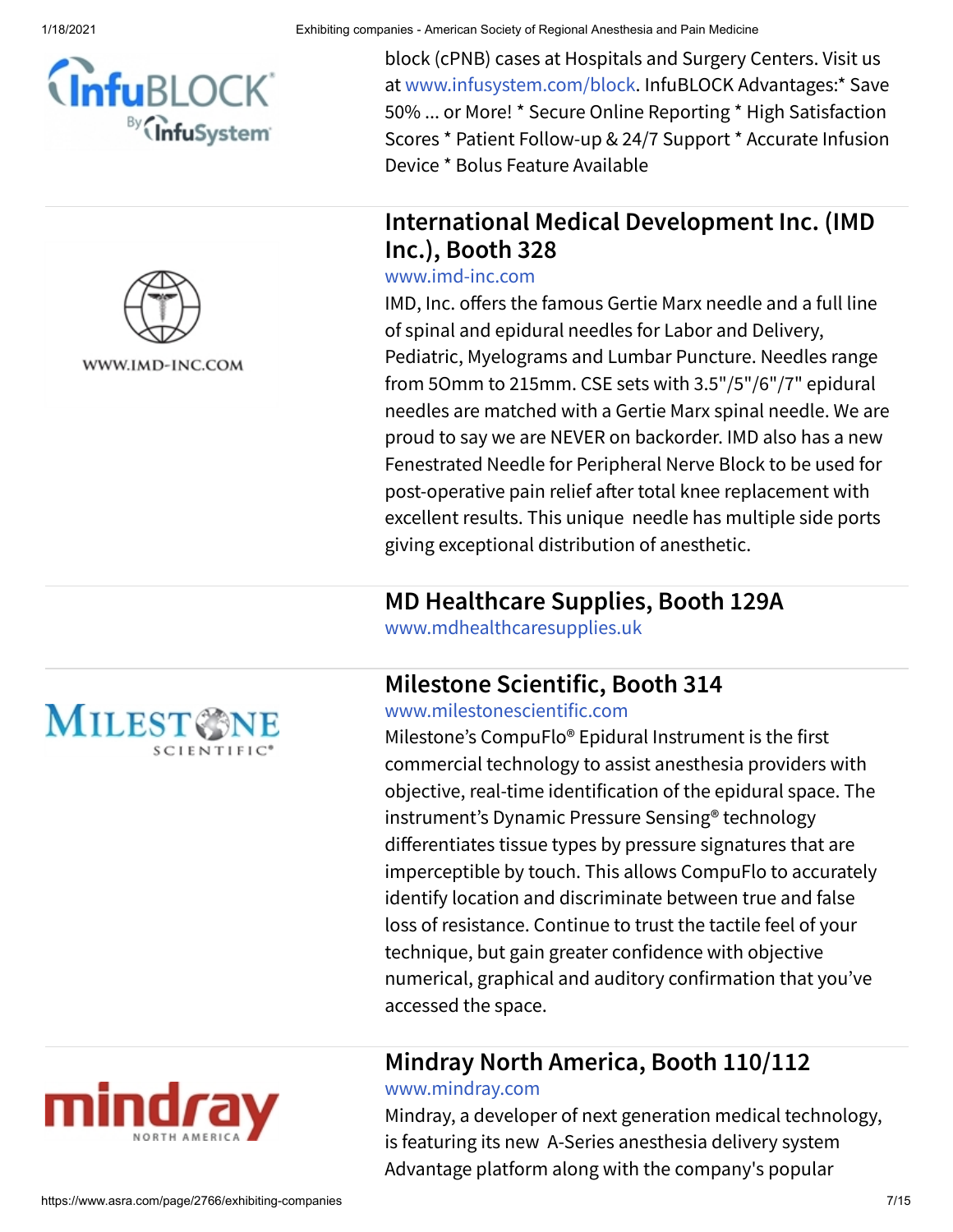block (cPNB) cases at Hospitals and Surgery Centers. Visit us at www.infusystem.com/block. InfuBLOCK Advantages:* Save 50% ... or More! * Secure Online Reporting * High Satisfaction Scores * Patient Follow-up & 24/7 Support * Accurate Infusion Device * Bolus Feature Available

## International Medical Development Inc. (IMD Inc.), Booth 328

www.imd-inc.com

IMD, Inc. offers the famous Gertie Marx needle and a full line of spinal and epidural needles for Labor and Delivery, Pediatric, Myelograms and Lumbar Puncture. Needles range from 50mm to 215mm. CSE sets with 3.5"/5"/6"/7" epidural needles are matched with a Gertie Marx spinal needle. We are proud to say we are NEVER on backorder. IMD also has a new Fenestrated Needle for Peripheral Nerve Block to be used for post-operative pain relief after total knee replacement with excellent results. This unique needle has multiple side ports giving exceptional distribution of anesthetic.

## MD Healthcare Supplies, Booth 129A

www.mdhealthcaresupplies.uk

## Milestone Scientific, Booth 314

www.milestonescientific.com

Milestone's CompuFlo® Epidural Instrument is the first commercial technology to assist anesthesia providers with objective, real-time identification of the epidural space. The instrument's Dynamic Pressure Sensing® technology differentiates tissue types by pressure signatures that are imperceptible by touch. This allows CompuFlo to accurately identify location and discriminate between true and false loss of resistance. Continue to trust the tactile feel of your technique, but gain greater confidence with objective numerical, graphical and auditory confirmation that you've accessed the space.

## Mindray North America, Booth 110/112

www.mindray.com

Mindray, a developer of next generation medical technology, is featuring its new A-Series anesthesia delivery system Advantage platform along with the company's popular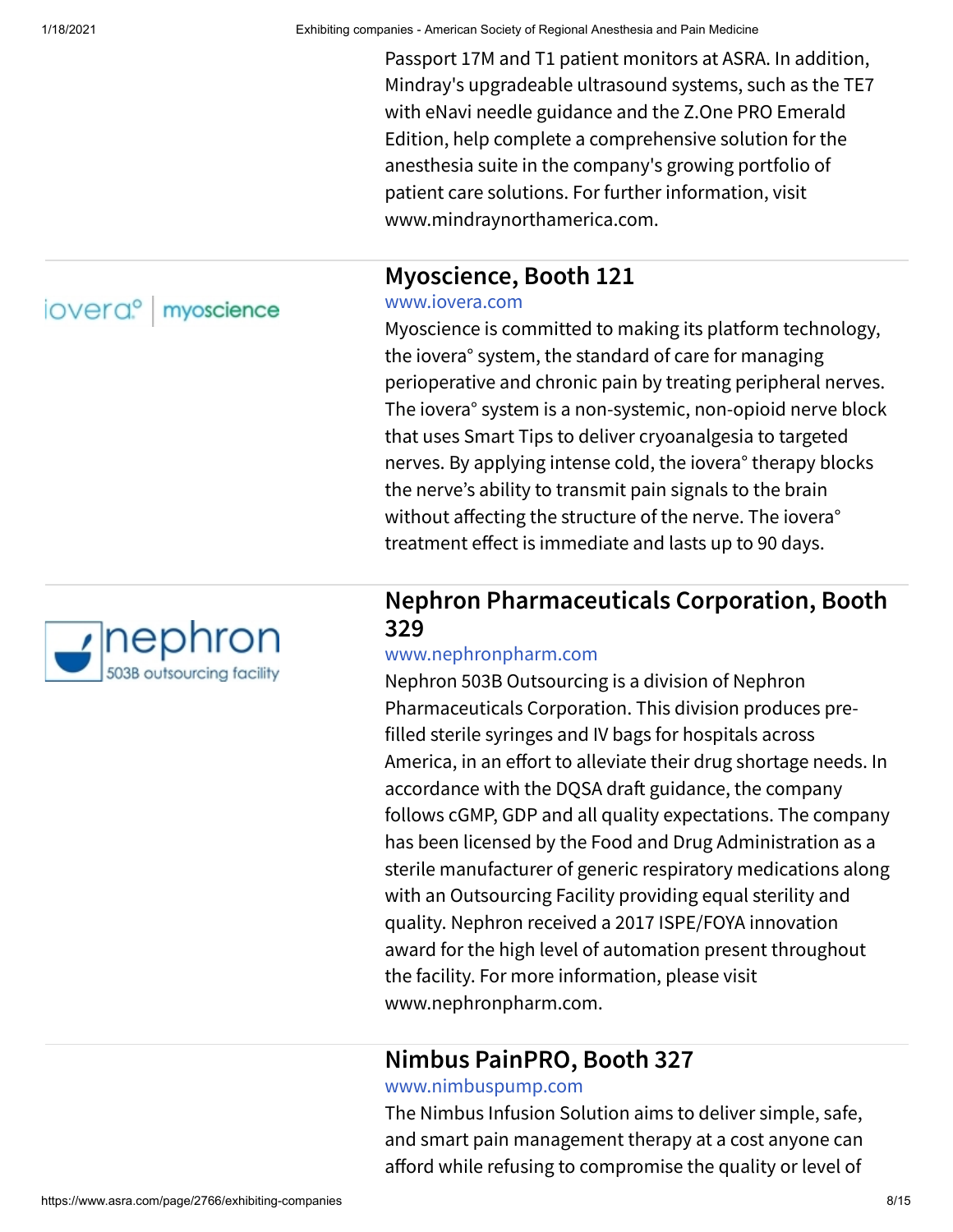Passport 17M and T1 patient monitors at ASRA. In addition, Mindray's upgradeable ultrasound systems, such as the TE7 with eNavi needle guidance and the Z.One PRO Emerald Edition, help complete a comprehensive solution for the anesthesia suite in the company's growing portfolio of patient care solutions. For further information, visit www.mindraynorthamerica.com.

## Myoscience, Booth 121

www.iovera.com

Myoscience is committed to making its platform technology, the iovera° system, the standard of care for managing perioperative and chronic pain by treating peripheral nerves. The iovera° system is a non-systemic, non-opioid nerve block that uses Smart Tips to deliver cryoanalgesia to targeted nerves. By applying intense cold, the iovera° therapy blocks the nerve's ability to transmit pain signals to the brain without affecting the structure of the nerve. The iovera° treatment effect is immediate and lasts up to 90 days.

## Nephron Pharmaceuticals Corporation, Booth 329

www.nephronpharm.com

Nephron 503B Outsourcing is a division of Nephron Pharmaceuticals Corporation. This division produces pre-filled sterile syringes and IV bags for hospitals across America, in an effort to alleviate their drug shortage needs. In accordance with the DQSA draft guidance, the company follows cGMP, GDP and all quality expectations. The company has been licensed by the Food and Drug Administration as a sterile manufacturer of generic respiratory medications along with an Outsourcing Facility providing equal sterility and quality. Nephron received a 2017 ISPE/FOYA innovation award for the high level of automation present throughout the facility. For more information, please visit www.nephronpharm.com.

## Nimbus PainPRO, Booth 327

www.nimbuspump.com

The Nimbus Infusion Solution aims to deliver simple, safe, and smart pain management therapy at a cost anyone can afford while refusing to compromise the quality or level of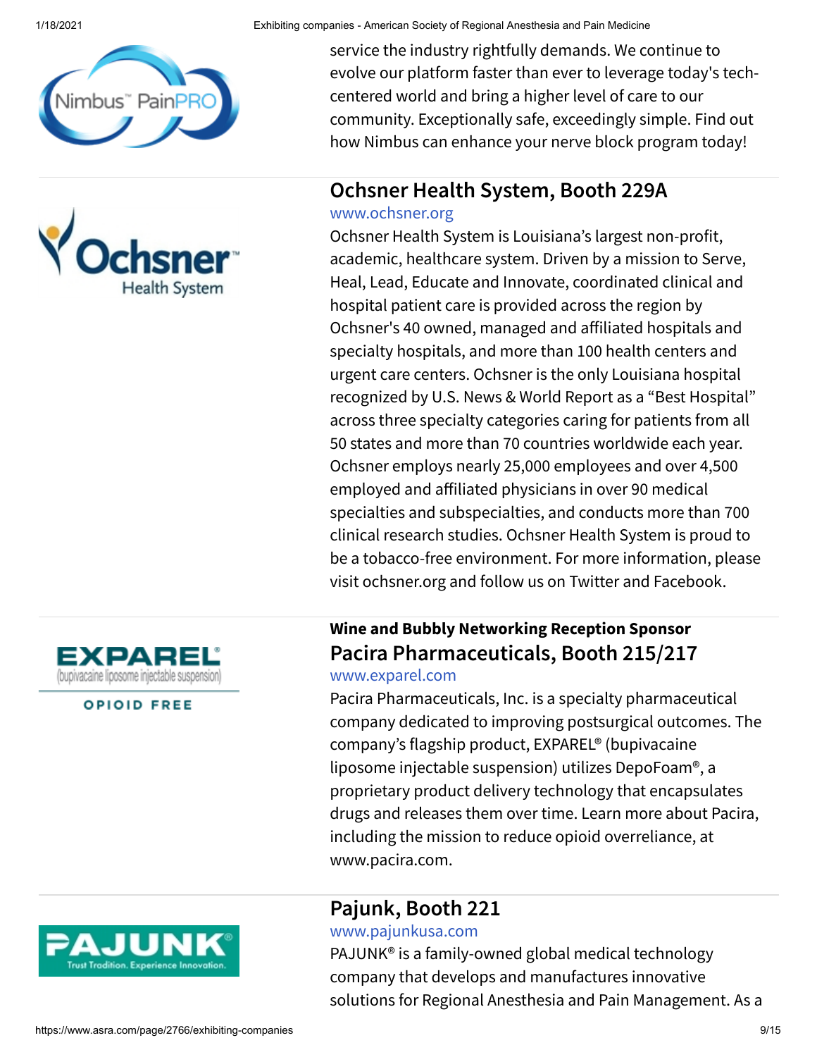service the industry rightfully demands. We continue to evolve our platform faster than ever to leverage today's tech-centered world and bring a higher level of care to our community. Exceptionally safe, exceedingly simple. Find out how Nimbus can enhance your nerve block program today!

## Ochsner Health System, Booth 229A

www.ochsner.org

Ochsner Health System is Louisiana's largest non-profit, academic, healthcare system. Driven by a mission to Serve, Heal, Lead, Educate and Innovate, coordinated clinical and hospital patient care is provided across the region by Ochsner's 40 owned, managed and affiliated hospitals and specialty hospitals, and more than 100 health centers and urgent care centers. Ochsner is the only Louisiana hospital recognized by U.S. News & World Report as a "Best Hospital" across three specialty categories caring for patients from all 50 states and more than 70 countries worldwide each year. Ochsner employs nearly 25,000 employees and over 4,500 employed and affiliated physicians in over 90 medical specialties and subspecialties, and conducts more than 700 clinical research studies. Ochsner Health System is proud to be a tobacco-free environment. For more information, please visit ochsner.org and follow us on Twitter and Facebook.

**Wine and Bubbly Networking Reception Sponsor**

## Pacira Pharmaceuticals, Booth 215/217

www.exparel.com

Pacira Pharmaceuticals, Inc. is a specialty pharmaceutical company dedicated to improving postsurgical outcomes. The company's flagship product, EXPAREL® (bupivacaine liposome injectable suspension) utilizes DepoFoam®, a proprietary product delivery technology that encapsulates drugs and releases them over time. Learn more about Pacira, including the mission to reduce opioid overreliance, at www.pacira.com.

## Pajunk, Booth 221

www.pajunkusa.com

PAJUNK® is a family-owned global medical technology company that develops and manufactures innovative solutions for Regional Anesthesia and Pain Management. As a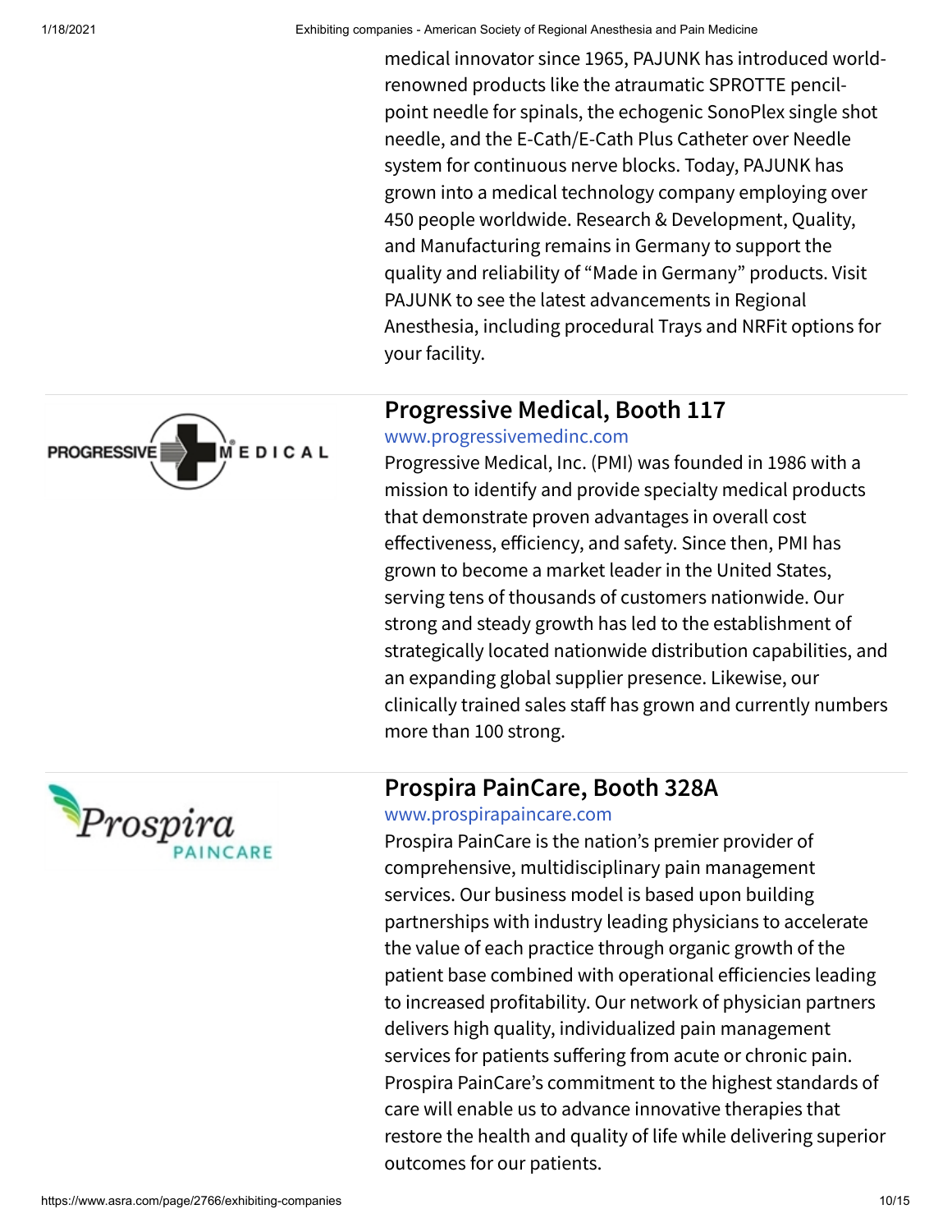medical innovator since 1965, PAJUNK has introduced world-renowned products like the atraumatic SPROTTE pencil-point needle for spinals, the echogenic SonoPlex single shot needle, and the E-Cath/E-Cath Plus Catheter over Needle system for continuous nerve blocks. Today, PAJUNK has grown into a medical technology company employing over 450 people worldwide. Research & Development, Quality, and Manufacturing remains in Germany to support the quality and reliability of "Made in Germany" products. Visit PAJUNK to see the latest advancements in Regional Anesthesia, including procedural Trays and NRFit options for your facility.

## Progressive Medical, Booth 117

www.progressivemedinc.com

Progressive Medical, Inc. (PMI) was founded in 1986 with a mission to identify and provide specialty medical products that demonstrate proven advantages in overall cost effectiveness, efficiency, and safety. Since then, PMI has grown to become a market leader in the United States, serving tens of thousands of customers nationwide. Our strong and steady growth has led to the establishment of strategically located nationwide distribution capabilities, and an expanding global supplier presence. Likewise, our clinically trained sales staff has grown and currently numbers more than 100 strong.

## Prospira PainCare, Booth 328A

www.prospirapaincare.com

Prospira PainCare is the nation's premier provider of comprehensive, multidisciplinary pain management services. Our business model is based upon building partnerships with industry leading physicians to accelerate the value of each practice through organic growth of the patient base combined with operational efficiencies leading to increased profitability. Our network of physician partners delivers high quality, individualized pain management services for patients suffering from acute or chronic pain. Prospira PainCare's commitment to the highest standards of care will enable us to advance innovative therapies that restore the health and quality of life while delivering superior outcomes for our patients.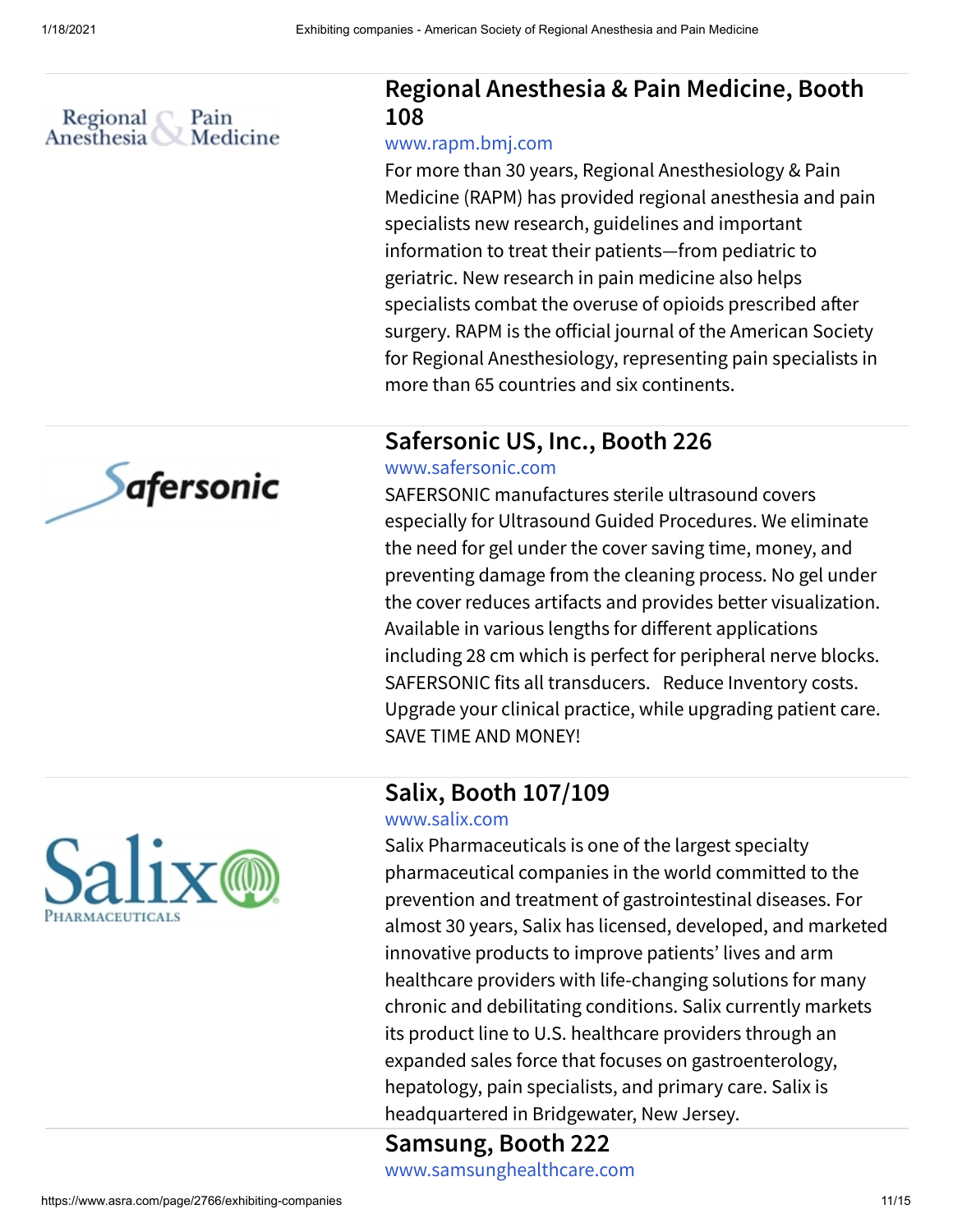## Regional Anesthesia & Pain Medicine, Booth 108

www.rapm.bmj.com

For more than 30 years, Regional Anesthesiology & Pain Medicine (RAPM) has provided regional anesthesia and pain specialists new research, guidelines and important information to treat their patients—from pediatric to geriatric. New research in pain medicine also helps specialists combat the overuse of opioids prescribed after surgery. RAPM is the official journal of the American Society for Regional Anesthesiology, representing pain specialists in more than 65 countries and six continents.

## Safersonic US, Inc., Booth 226

www.safersonic.com

SAFERSONIC manufactures sterile ultrasound covers especially for Ultrasound Guided Procedures. We eliminate the need for gel under the cover saving time, money, and preventing damage from the cleaning process. No gel under the cover reduces artifacts and provides better visualization. Available in various lengths for different applications including 28 cm which is perfect for peripheral nerve blocks. SAFERSONIC fits all transducers. Reduce Inventory costs. Upgrade your clinical practice, while upgrading patient care. SAVE TIME AND MONEY!

## Salix, Booth 107/109

www.salix.com

Salix Pharmaceuticals is one of the largest specialty pharmaceutical companies in the world committed to the prevention and treatment of gastrointestinal diseases. For almost 30 years, Salix has licensed, developed, and marketed innovative products to improve patients' lives and arm healthcare providers with life-changing solutions for many chronic and debilitating conditions. Salix currently markets its product line to U.S. healthcare providers through an expanded sales force that focuses on gastroenterology, hepatology, pain specialists, and primary care. Salix is headquartered in Bridgewater, New Jersey.

## Samsung, Booth 222

www.samsunghealthcare.com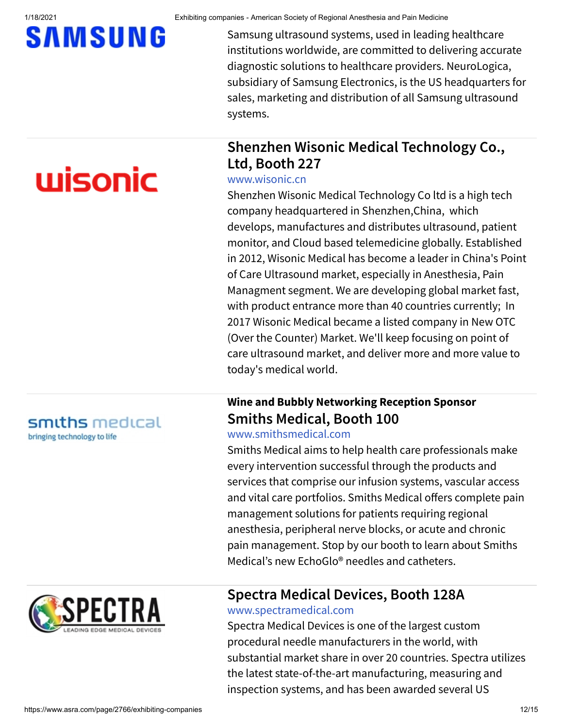Samsung ultrasound systems, used in leading healthcare institutions worldwide, are committed to delivering accurate diagnostic solutions to healthcare providers. NeuroLogica, subsidiary of Samsung Electronics, is the US headquarters for sales, marketing and distribution of all Samsung ultrasound systems.

## Shenzhen Wisonic Medical Technology Co., Ltd, Booth 227

www.wisonic.cn

Shenzhen Wisonic Medical Technology Co ltd is a high tech company headquartered in Shenzhen,China, which develops, manufactures and distributes ultrasound, patient monitor, and Cloud based telemedicine globally. Established in 2012, Wisonic Medical has become a leader in China's Point of Care Ultrasound market, especially in Anesthesia, Pain Managment segment. We are developing global market fast, with product entrance more than 40 countries currently; In 2017 Wisonic Medical became a listed company in New OTC (Over the Counter) Market. We'll keep focusing on point of care ultrasound market, and deliver more and more value to today's medical world.

**Wine and Bubbly Networking Reception Sponsor**

## Smiths Medical, Booth 100

www.smithsmedical.com

Smiths Medical aims to help health care professionals make every intervention successful through the products and services that comprise our infusion systems, vascular access and vital care portfolios. Smiths Medical offers complete pain management solutions for patients requiring regional anesthesia, peripheral nerve blocks, or acute and chronic pain management. Stop by our booth to learn about Smiths Medical's new EchoGlo® needles and catheters.

## Spectra Medical Devices, Booth 128A

www.spectramedical.com

Spectra Medical Devices is one of the largest custom procedural needle manufacturers in the world, with substantial market share in over 20 countries. Spectra utilizes the latest state-of-the-art manufacturing, measuring and inspection systems, and has been awarded several US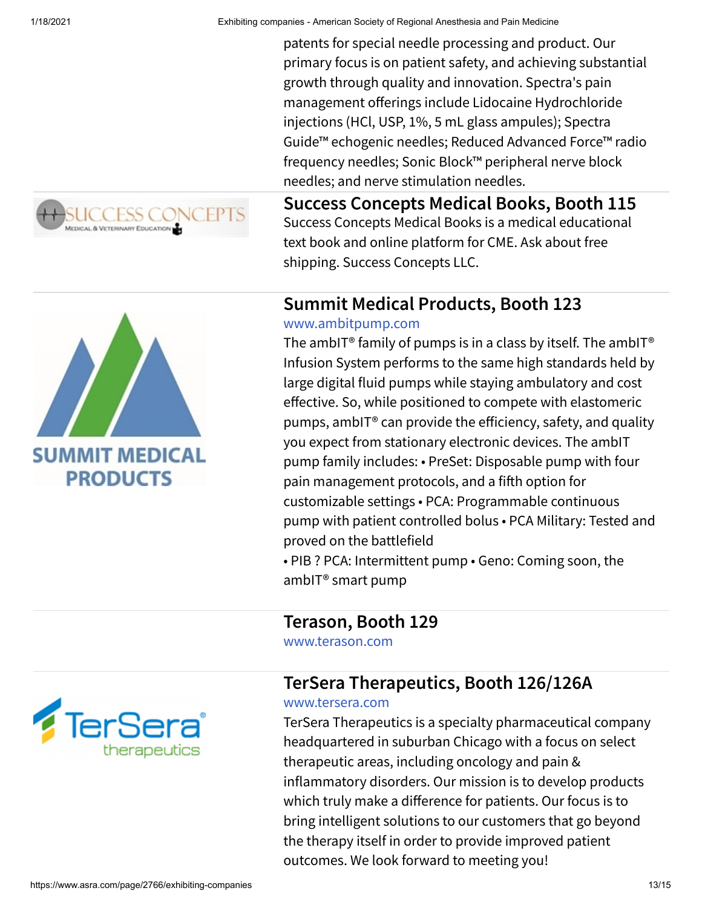patents for special needle processing and product. Our primary focus is on patient safety, and achieving substantial growth through quality and innovation. Spectra's pain management offerings include Lidocaine Hydrochloride injections (HCl, USP, 1%, 5 mL glass ampules); Spectra Guide™ echogenic needles; Reduced Advanced Force™ radio frequency needles; Sonic Block™ peripheral nerve block needles; and nerve stimulation needles.

## Success Concepts Medical Books, Booth 115

Success Concepts Medical Books is a medical educational text book and online platform for CME. Ask about free shipping. Success Concepts LLC.

## Summit Medical Products, Booth 123

www.ambitpump.com

The ambIT® family of pumps is in a class by itself. The ambIT® Infusion System performs to the same high standards held by large digital fluid pumps while staying ambulatory and cost effective. So, while positioned to compete with elastomeric pumps, ambIT® can provide the efficiency, safety, and quality you expect from stationary electronic devices. The ambIT pump family includes: • PreSet: Disposable pump with four pain management protocols, and a fifth option for customizable settings • PCA: Programmable continuous pump with patient controlled bolus • PCA Military: Tested and proved on the battlefield
• PIB ? PCA: Intermittent pump • Geno: Coming soon, the ambIT® smart pump

## Terason, Booth 129

www.terason.com

## TerSera Therapeutics, Booth 126/126A

www.tersera.com

TerSera Therapeutics is a specialty pharmaceutical company headquartered in suburban Chicago with a focus on select therapeutic areas, including oncology and pain & inflammatory disorders. Our mission is to develop products which truly make a difference for patients. Our focus is to bring intelligent solutions to our customers that go beyond the therapy itself in order to provide improved patient outcomes. We look forward to meeting you!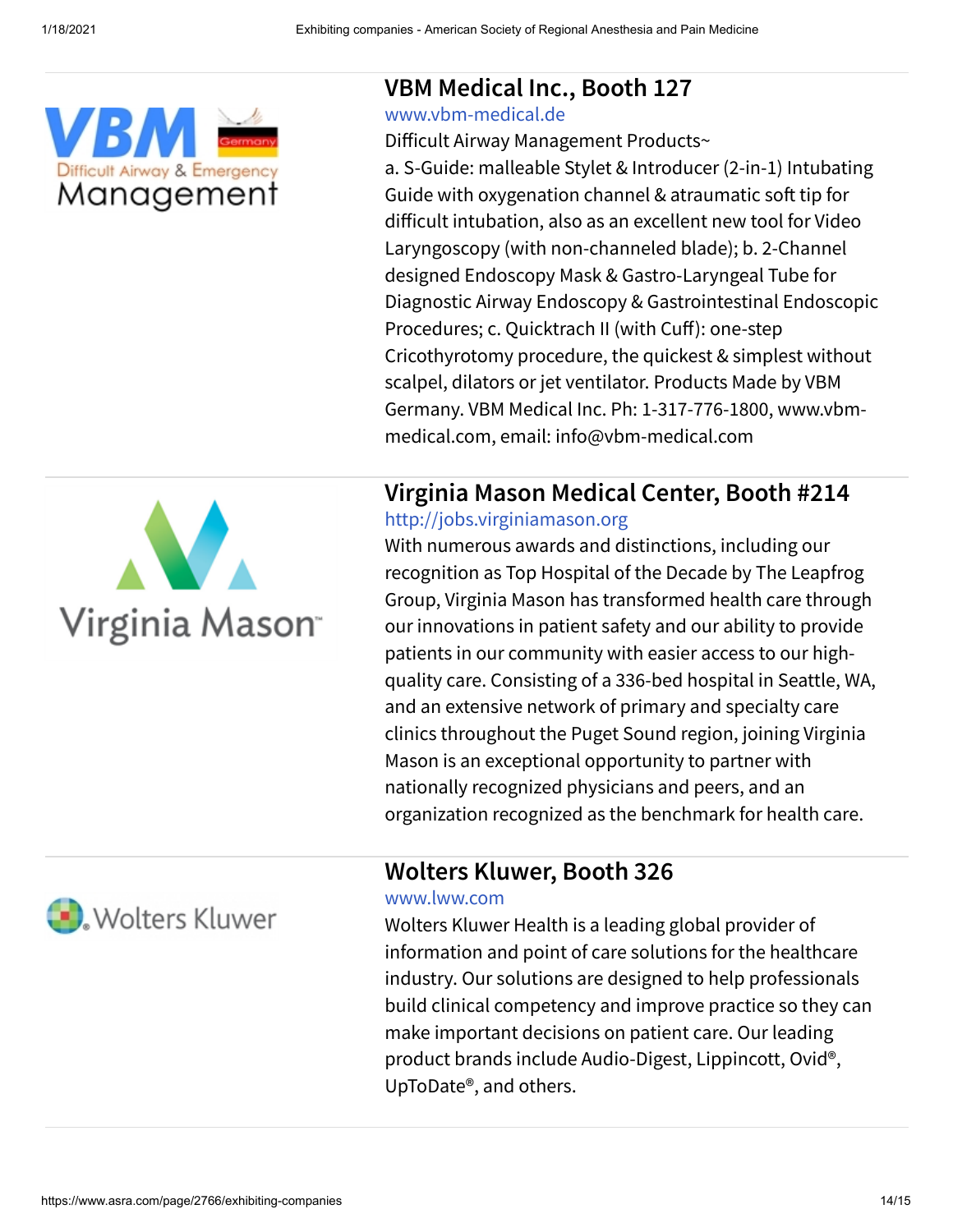## VBM Medical Inc., Booth 127

www.vbm-medical.de

Difficult Airway Management Products~
a. S-Guide: malleable Stylet & Introducer (2-in-1) Intubating Guide with oxygenation channel & atraumatic soft tip for difficult intubation, also as an excellent new tool for Video Laryngoscopy (with non-channeled blade); b. 2-Channel designed Endoscopy Mask & Gastro-Laryngeal Tube for Diagnostic Airway Endoscopy & Gastrointestinal Endoscopic Procedures; c. Quicktrach II (with Cuff): one-step Cricothyrotomy procedure, the quickest & simplest without scalpel, dilators or jet ventilator. Products Made by VBM Germany. VBM Medical Inc. Ph: 1-317-776-1800, www.vbm-medical.com, email: info@vbm-medical.com

## Virginia Mason Medical Center, Booth #214

http://jobs.virginiamason.org

With numerous awards and distinctions, including our recognition as Top Hospital of the Decade by The Leapfrog Group, Virginia Mason has transformed health care through our innovations in patient safety and our ability to provide patients in our community with easier access to our high-quality care. Consisting of a 336-bed hospital in Seattle, WA, and an extensive network of primary and specialty care clinics throughout the Puget Sound region, joining Virginia Mason is an exceptional opportunity to partner with nationally recognized physicians and peers, and an organization recognized as the benchmark for health care.

## Wolters Kluwer, Booth 326

www.lww.com

Wolters Kluwer Health is a leading global provider of information and point of care solutions for the healthcare industry. Our solutions are designed to help professionals build clinical competency and improve practice so they can make important decisions on patient care. Our leading product brands include Audio-Digest, Lippincott, Ovid®, UpToDate®, and others.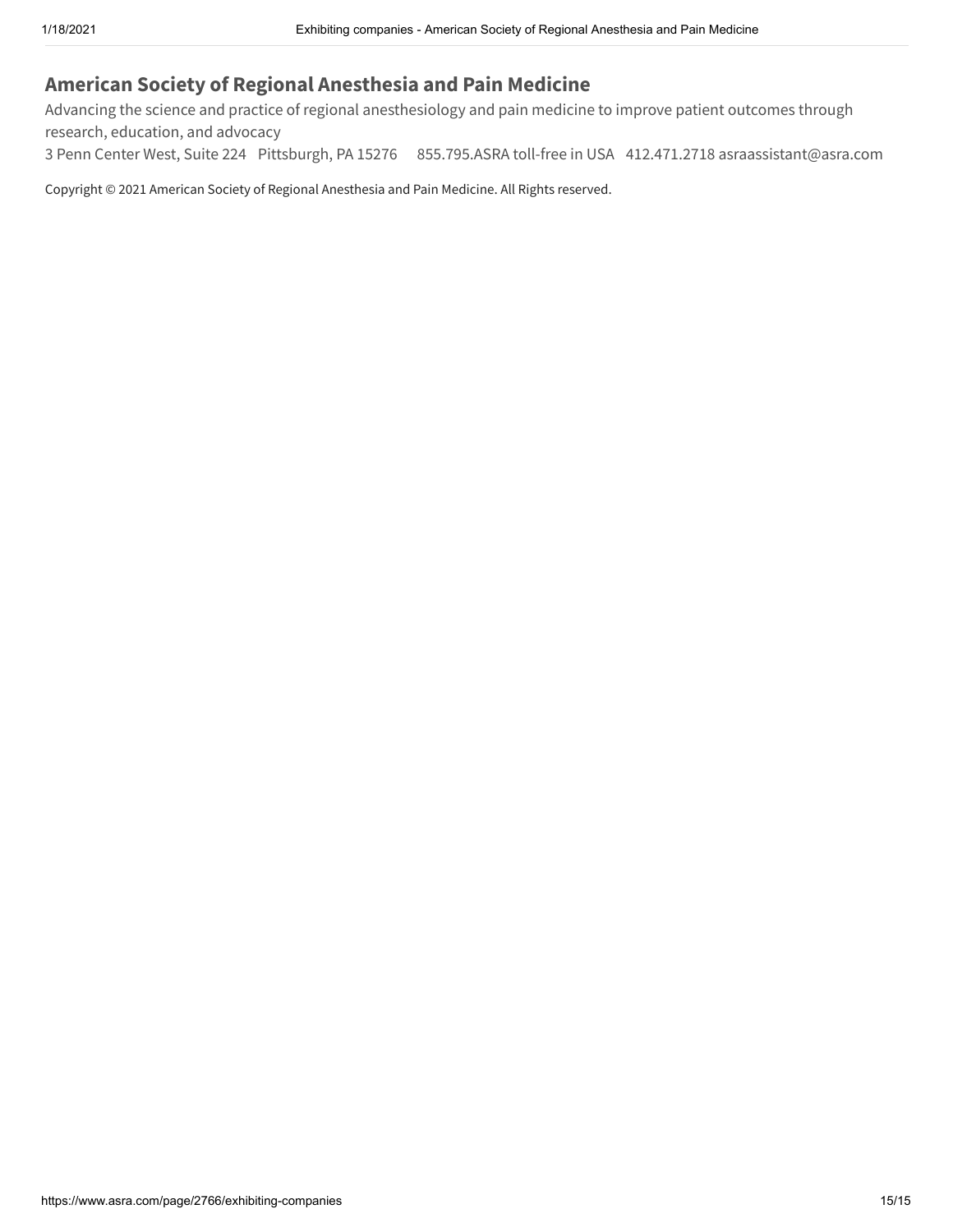**American Society of Regional Anesthesia and Pain Medicine**

Advancing the science and practice of regional anesthesiology and pain medicine to improve patient outcomes through research, education, and advocacy

3 Penn Center West, Suite 224 Pittsburgh, PA 15276 855.795.ASRA toll-free in USA 412.471.2718 asraassistant@asra.com

Copyright © 2021 American Society of Regional Anesthesia and Pain Medicine. All Rights reserved.